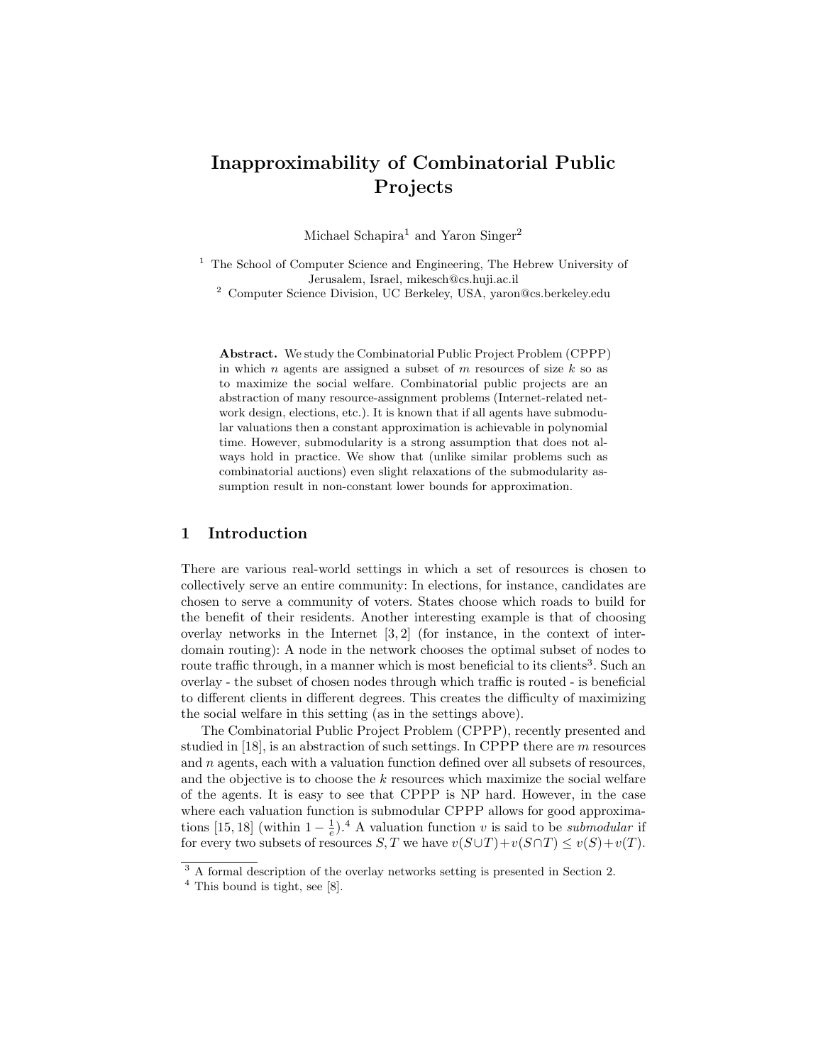# Inapproximability of Combinatorial Public Projects

Michael Schapira[1] and Yaron Singer[2]

[1] The School of Computer Science and Engineering, The Hebrew University of Jerusalem, Israel, mikesch@cs.huji.ac.il

[2] Computer Science Division, UC Berkeley, USA, yaron@cs.berkeley.edu

**Abstract.** We study the Combinatorial Public Project Problem (CPPP) in which $n$ agents are assigned a subset of $m$ resources of size $k$ so as to maximize the social welfare. Combinatorial public projects are an abstraction of many resource-assignment problems (Internet-related network design, elections, etc.). It is known that if all agents have submodular valuations then a constant approximation is achievable in polynomial time. However, submodularity is a strong assumption that does not always hold in practice. We show that (unlike similar problems such as combinatorial auctions) even slight relaxations of the submodularity assumption result in non-constant lower bounds for approximation.

## 1 Introduction

There are various real-world settings in which a set of resources is chosen to collectively serve an entire community: In elections, for instance, candidates are chosen to serve a community of voters. States choose which roads to build for the benefit of their residents. Another interesting example is that of choosing overlay networks in the Internet [3, 2] (for instance, in the context of inter-domain routing): A node in the network chooses the optimal subset of nodes to route traffic through, in a manner which is most beneficial to its clients[3]. Such an overlay - the subset of chosen nodes through which traffic is routed - is beneficial to different clients in different degrees. This creates the difficulty of maximizing the social welfare in this setting (as in the settings above).

The Combinatorial Public Project Problem (CPPP), recently presented and studied in [18], is an abstraction of such settings. In CPPP there are $m$ resources and $n$ agents, each with a valuation function defined over all subsets of resources, and the objective is to choose the $k$ resources which maximize the social welfare of the agents. It is easy to see that CPPP is NP hard. However, in the case where each valuation function is submodular CPPP allows for good approximations [15, 18] (within $1 - \frac{1}{e}$).[4] A valuation function $v$ is said to be *submodular* if for every two subsets of resources $S, T$ we have $v(S \cup T) + v(S \cap T) \leq v(S) + v(T)$.

[3] A formal description of the overlay networks setting is presented in Section 2.

[4] This bound is tight, see [8].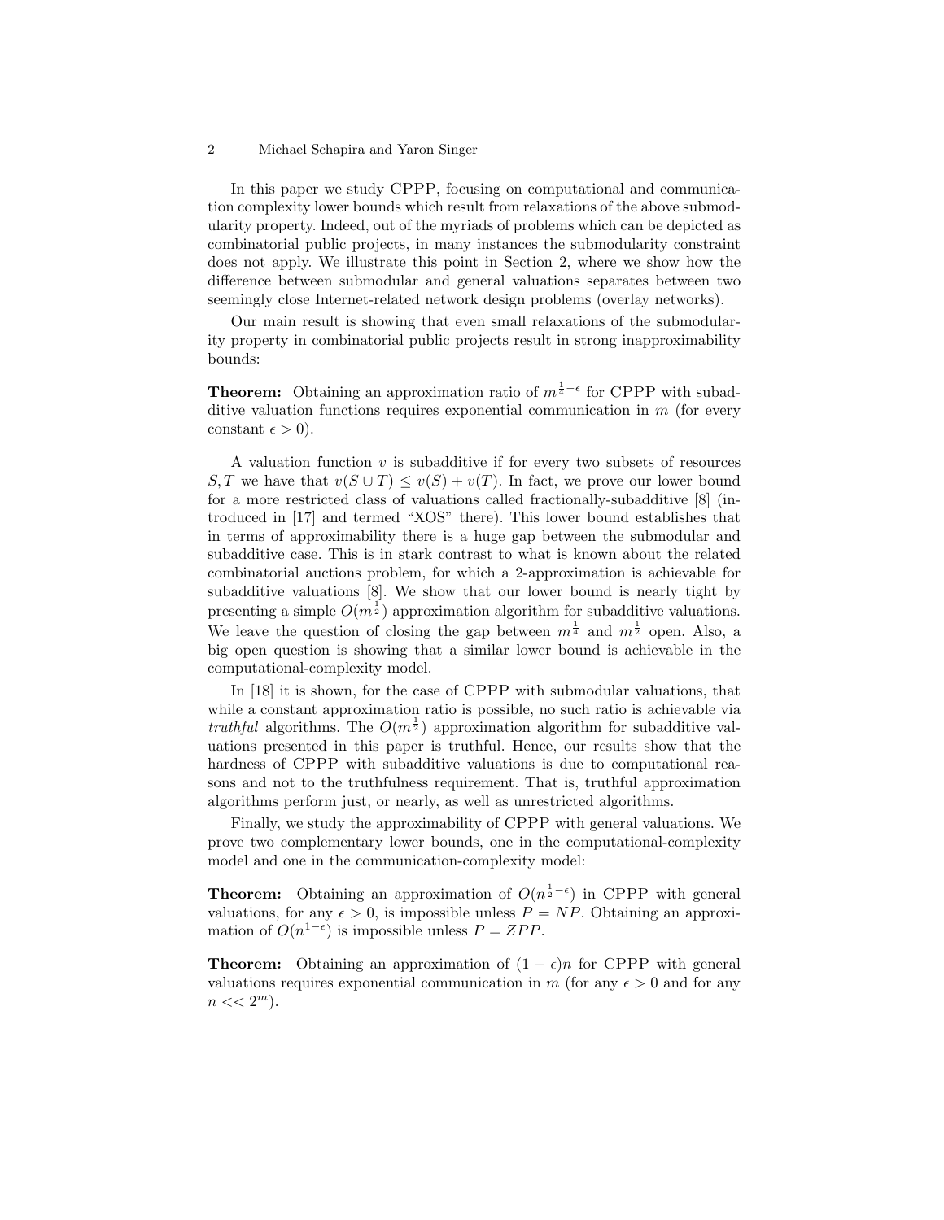In this paper we study CPPP, focusing on computational and communication complexity lower bounds which result from relaxations of the above submodularity property. Indeed, out of the myriads of problems which can be depicted as combinatorial public projects, in many instances the submodularity constraint does not apply. We illustrate this point in Section 2, where we show how the difference between submodular and general valuations separates between two seemingly close Internet-related network design problems (overlay networks).

Our main result is showing that even small relaxations of the submodularity property in combinatorial public projects result in strong inapproximability bounds:

**Theorem:** Obtaining an approximation ratio of $m^{\frac{1}{4}-\epsilon}$ for CPPP with subadditive valuation functions requires exponential communication in $m$ (for every constant $\epsilon > 0$).

A valuation function $v$ is subadditive if for every two subsets of resources $S, T$ we have that $v(S \cup T) \leq v(S) + v(T)$. In fact, we prove our lower bound for a more restricted class of valuations called fractionally-subadditive [8] (introduced in [17] and termed "XOS" there). This lower bound establishes that in terms of approximability there is a huge gap between the submodular and subadditive case. This is in stark contrast to what is known about the related combinatorial auctions problem, for which a 2-approximation is achievable for subadditive valuations [8]. We show that our lower bound is nearly tight by presenting a simple $O(m^{\frac{1}{2}})$ approximation algorithm for subadditive valuations. We leave the question of closing the gap between $m^{\frac{1}{4}}$ and $m^{\frac{1}{2}}$ open. Also, a big open question is showing that a similar lower bound is achievable in the computational-complexity model.

In [18] it is shown, for the case of CPPP with submodular valuations, that while a constant approximation ratio is possible, no such ratio is achievable via *truthful* algorithms. The $O(m^{\frac{1}{2}})$ approximation algorithm for subadditive valuations presented in this paper is truthful. Hence, our results show that the hardness of CPPP with subadditive valuations is due to computational reasons and not to the truthfulness requirement. That is, truthful approximation algorithms perform just, or nearly, as well as unrestricted algorithms.

Finally, we study the approximability of CPPP with general valuations. We prove two complementary lower bounds, one in the computational-complexity model and one in the communication-complexity model:

**Theorem:** Obtaining an approximation of $O(n^{\frac{1}{2}-\epsilon})$ in CPPP with general valuations, for any $\epsilon > 0$, is impossible unless $P = NP$. Obtaining an approximation of $O(n^{1-\epsilon})$ is impossible unless $P = ZPP$.

**Theorem:** Obtaining an approximation of $(1-\epsilon)n$ for CPPP with general valuations requires exponential communication in $m$ (for any $\epsilon > 0$ and for any $n << 2^m$).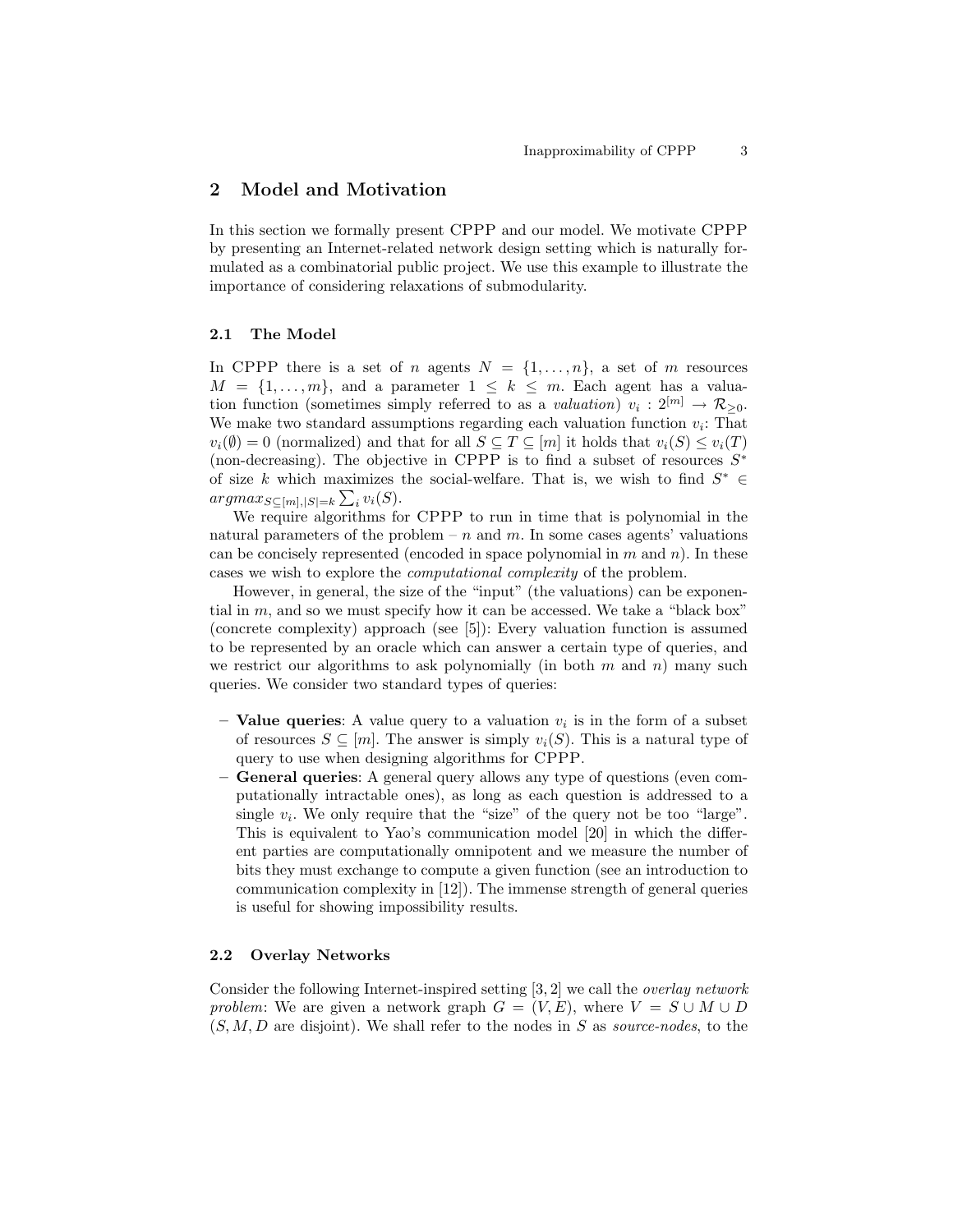## 2 Model and Motivation

In this section we formally present CPPP and our model. We motivate CPPP by presenting an Internet-related network design setting which is naturally formulated as a combinatorial public project. We use this example to illustrate the importance of considering relaxations of submodularity.

### 2.1 The Model

In CPPP there is a set of $n$ agents $N = \{1, \ldots, n\}$, a set of $m$ resources $M = \{1, \ldots, m\}$, and a parameter $1 \leq k \leq m$. Each agent has a valuation function (sometimes simply referred to as a *valuation*) $v_i : 2^{[m]} \rightarrow \mathcal{R}_{\geq 0}$. We make two standard assumptions regarding each valuation function $v_i$: That $v_i(\emptyset) = 0$ (normalized) and that for all $S \subseteq T \subseteq [m]$ it holds that $v_i(S) \leq v_i(T)$ (non-decreasing). The objective in CPPP is to find a subset of resources $S^*$ of size $k$ which maximizes the social-welfare. That is, we wish to find $S^* \in argmax_{S \subseteq [m], |S|=k} \sum_i v_i(S)$.

We require algorithms for CPPP to run in time that is polynomial in the natural parameters of the problem – $n$ and $m$. In some cases agents' valuations can be concisely represented (encoded in space polynomial in $m$ and $n$). In these cases we wish to explore the *computational complexity* of the problem.

However, in general, the size of the "input" (the valuations) can be exponential in $m$, and so we must specify how it can be accessed. We take a "black box" (concrete complexity) approach (see [5]): Every valuation function is assumed to be represented by an oracle which can answer a certain type of queries, and we restrict our algorithms to ask polynomially (in both $m$ and $n$) many such queries. We consider two standard types of queries:

- **Value queries**: A value query to a valuation $v_i$ is in the form of a subset of resources $S \subseteq [m]$. The answer is simply $v_i(S)$. This is a natural type of query to use when designing algorithms for CPPP.
- **General queries**: A general query allows any type of questions (even computationally intractable ones), as long as each question is addressed to a single $v_i$. We only require that the "size" of the query not be too "large". This is equivalent to Yao's communication model [20] in which the different parties are computationally omnipotent and we measure the number of bits they must exchange to compute a given function (see an introduction to communication complexity in [12]). The immense strength of general queries is useful for showing impossibility results.

### 2.2 Overlay Networks

Consider the following Internet-inspired setting [3, 2] we call the *overlay network problem*: We are given a network graph $G = (V, E)$, where $V = S \cup M \cup D$ ($S, M, D$ are disjoint). We shall refer to the nodes in $S$ as *source-nodes*, to the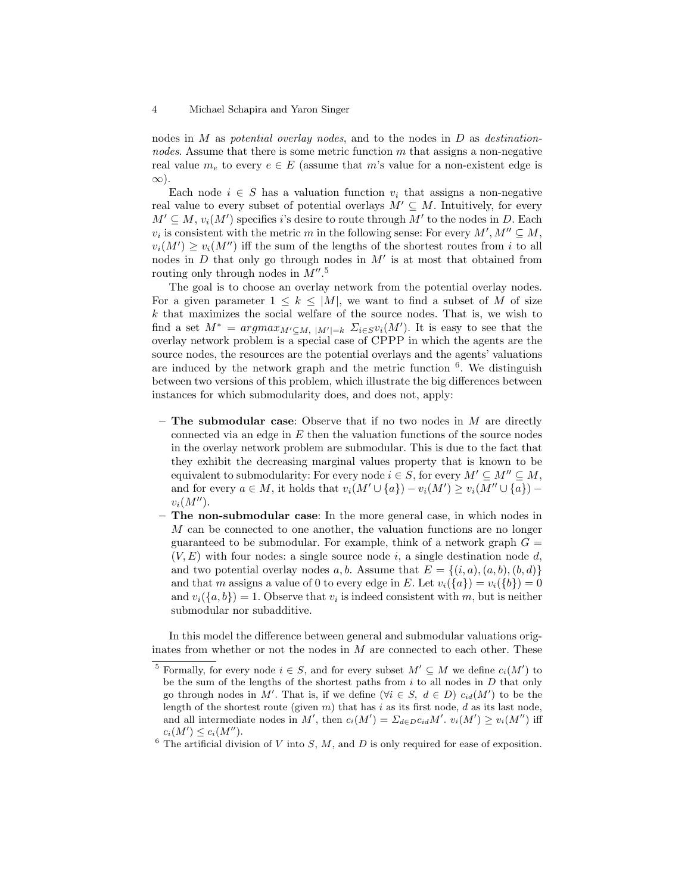nodes in $M$ as *potential overlay nodes*, and to the nodes in $D$ as *destination-nodes*. Assume that there is some metric function $m$ that assigns a non-negative real value $m_e$ to every $e \in E$ (assume that $m$'s value for a non-existent edge is $\infty$).

Each node $i \in S$ has a valuation function $v_i$ that assigns a non-negative real value to every subset of potential overlays $M' \subseteq M$. Intuitively, for every $M' \subseteq M$, $v_i(M')$ specifies $i$'s desire to route through $M'$ to the nodes in $D$. Each $v_i$ is consistent with the metric $m$ in the following sense: For every $M', M'' \subseteq M$, $v_i(M') \geq v_i(M'')$ iff the sum of the lengths of the shortest routes from $i$ to all nodes in $D$ that only go through nodes in $M'$ is at most that obtained from routing only through nodes in $M''$.[5]

The goal is to choose an overlay network from the potential overlay nodes. For a given parameter $1 \leq k \leq |M|$, we want to find a subset of $M$ of size $k$ that maximizes the social welfare of the source nodes. That is, we wish to find a set $M^* = argmax_{M' \subseteq M,\ |M'|=k}\ \Sigma_{i \in S} v_i(M')$. It is easy to see that the overlay network problem is a special case of CPPP in which the agents are the source nodes, the resources are the potential overlays and the agents' valuations are induced by the network graph and the metric function [6]. We distinguish between two versions of this problem, which illustrate the big differences between instances for which submodularity does, and does not, apply:

- **The submodular case**: Observe that if no two nodes in $M$ are directly connected via an edge in $E$ then the valuation functions of the source nodes in the overlay network problem are submodular. This is due to the fact that they exhibit the decreasing marginal values property that is known to be equivalent to submodularity: For every node $i \in S$, for every $M' \subseteq M'' \subseteq M$, and for every $a \in M$, it holds that $v_i(M' \cup \{a\}) - v_i(M') \geq v_i(M'' \cup \{a\}) - v_i(M'')$.
- **The non-submodular case**: In the more general case, in which nodes in $M$ can be connected to one another, the valuation functions are no longer guaranteed to be submodular. For example, think of a network graph $G = (V, E)$ with four nodes: a single source node $i$, a single destination node $d$, and two potential overlay nodes $a, b$. Assume that $E = \{(i, a), (a, b), (b, d)\}$ and that $m$ assigns a value of 0 to every edge in $E$. Let $v_i(\{a\}) = v_i(\{b\}) = 0$ and $v_i(\{a, b\}) = 1$. Observe that $v_i$ is indeed consistent with $m$, but is neither submodular nor subadditive.

In this model the difference between general and submodular valuations originates from whether or not the nodes in $M$ are connected to each other. These

[5] Formally, for every node $i \in S$, and for every subset $M' \subseteq M$ we define $c_i(M')$ to be the sum of the lengths of the shortest paths from $i$ to all nodes in $D$ that only go through nodes in $M'$. That is, if we define $(\forall i \in S,\ d \in D)$ $c_{id}(M')$ to be the length of the shortest route (given $m$) that has $i$ as its first node, $d$ as its last node, and all intermediate nodes in $M'$, then $c_i(M') = \Sigma_{d \in D} c_{id} M'$. $v_i(M') \geq v_i(M'')$ iff $c_i(M') \leq c_i(M'')$.

[6] The artificial division of $V$ into $S$, $M$, and $D$ is only required for ease of exposition.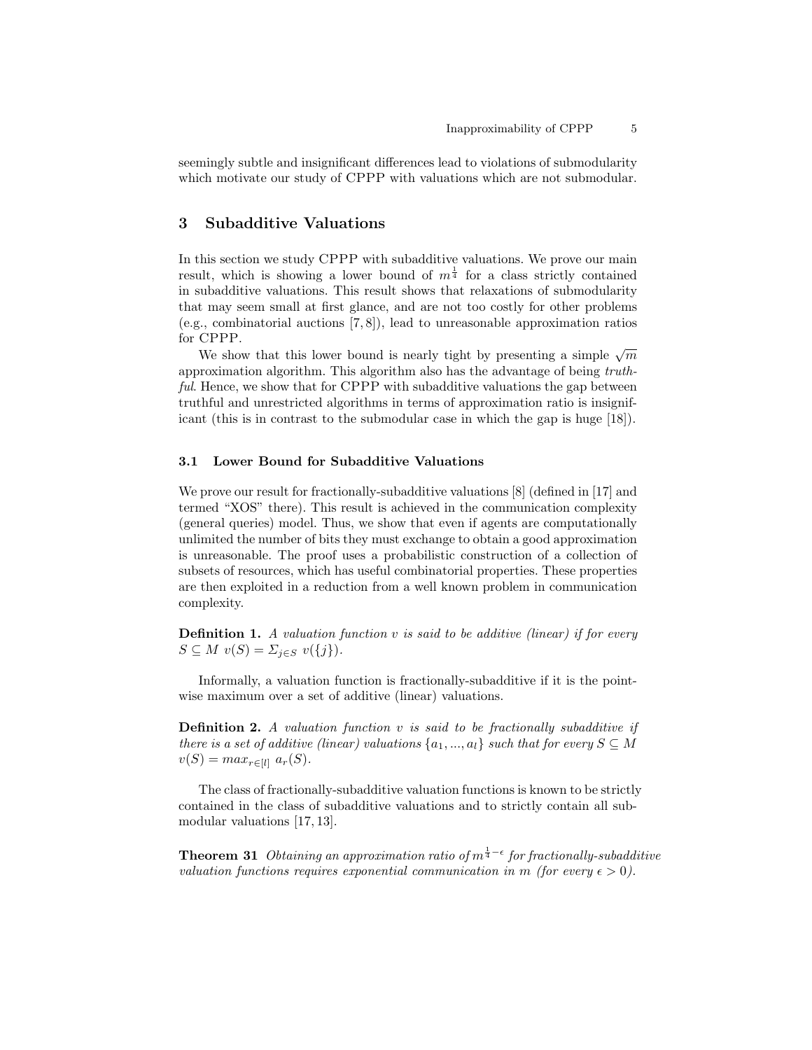seemingly subtle and insignificant differences lead to violations of submodularity which motivate our study of CPPP with valuations which are not submodular.

## 3 Subadditive Valuations

In this section we study CPPP with subadditive valuations. We prove our main result, which is showing a lower bound of $m^{\frac{1}{4}}$ for a class strictly contained in subadditive valuations. This result shows that relaxations of submodularity that may seem small at first glance, and are not too costly for other problems (e.g., combinatorial auctions [7, 8]), lead to unreasonable approximation ratios for CPPP.

We show that this lower bound is nearly tight by presenting a simple $\sqrt{m}$ approximation algorithm. This algorithm also has the advantage of being *truthful*. Hence, we show that for CPPP with subadditive valuations the gap between truthful and unrestricted algorithms in terms of approximation ratio is insignificant (this is in contrast to the submodular case in which the gap is huge [18]).

### 3.1 Lower Bound for Subadditive Valuations

We prove our result for fractionally-subadditive valuations [8] (defined in [17] and termed "XOS" there). This result is achieved in the communication complexity (general queries) model. Thus, we show that even if agents are computationally unlimited the number of bits they must exchange to obtain a good approximation is unreasonable. The proof uses a probabilistic construction of a collection of subsets of resources, which has useful combinatorial properties. These properties are then exploited in a reduction from a well known problem in communication complexity.

**Definition 1.** *A valuation function $v$ is said to be additive (linear) if for every $S \subseteq M$ $v(S) = \Sigma_{j \in S}\ v(\{j\})$.*

Informally, a valuation function is fractionally-subadditive if it is the point-wise maximum over a set of additive (linear) valuations.

**Definition 2.** *A valuation function $v$ is said to be fractionally subadditive if there is a set of additive (linear) valuations $\{a_1, ..., a_l\}$ such that for every $S \subseteq M$ $v(S) = max_{r \in [l]}\ a_r(S)$.*

The class of fractionally-subadditive valuation functions is known to be strictly contained in the class of subadditive valuations and to strictly contain all submodular valuations [17, 13].

**Theorem 31** *Obtaining an approximation ratio of $m^{\frac{1}{4}-\epsilon}$ for fractionally-subadditive valuation functions requires exponential communication in $m$ (for every $\epsilon > 0$).*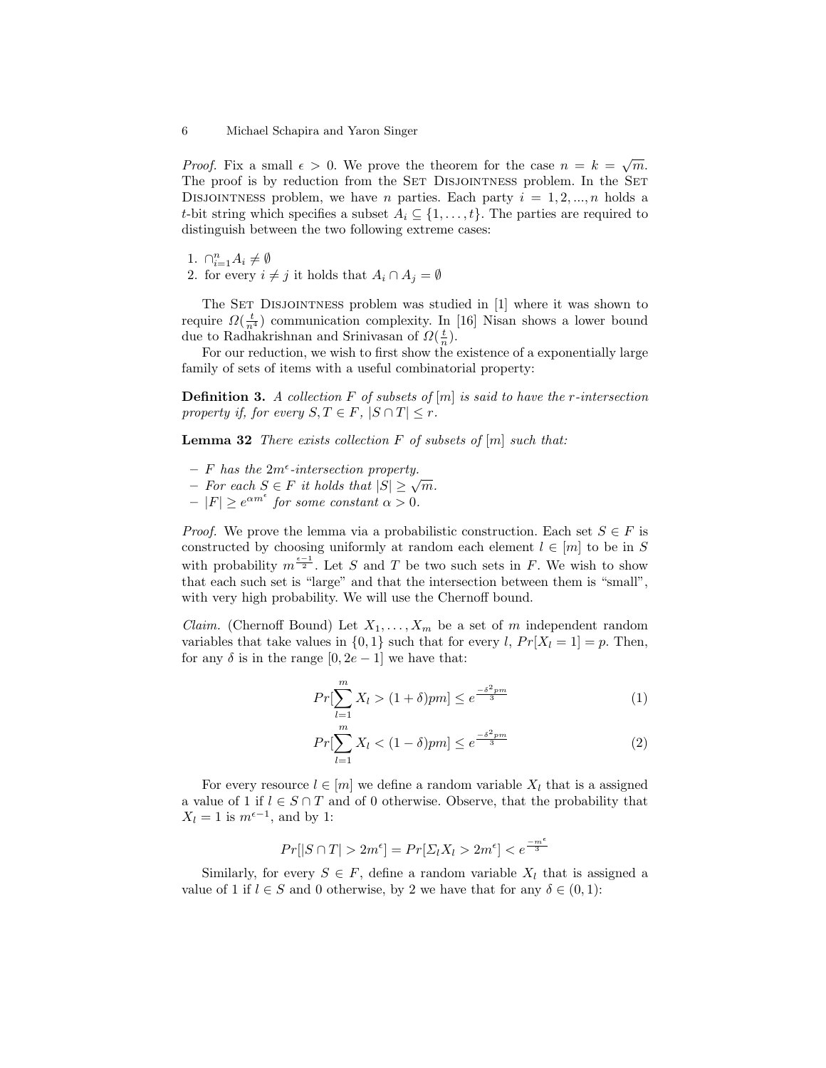*Proof.* Fix a small $\epsilon > 0$. We prove the theorem for the case $n = k = \sqrt{m}$. The proof is by reduction from the SET DISJOINTNESS problem. In the SET DISJOINTNESS problem, we have $n$ parties. Each party $i = 1, 2, ..., n$ holds a $t$-bit string which specifies a subset $A_i \subseteq \{1, \ldots, t\}$. The parties are required to distinguish between the two following extreme cases:

1. $\cap_{i=1}^{n} A_i \neq \emptyset$
2. for every $i \neq j$ it holds that $A_i \cap A_j = \emptyset$

The SET DISJOINTNESS problem was studied in [1] where it was shown to require $\Omega(\frac{t}{n^4})$ communication complexity. In [16] Nisan shows a lower bound due to Radhakrishnan and Srinivasan of $\Omega(\frac{t}{n})$.

For our reduction, we wish to first show the existence of a exponentially large family of sets of items with a useful combinatorial property:

**Definition 3.** *A collection $F$ of subsets of $[m]$ is said to have the $r$-intersection property if, for every $S, T \in F$, $|S \cap T| \leq r$.*

**Lemma 32** *There exists collection $F$ of subsets of $[m]$ such that:*

- *$F$ has the $2m^{\epsilon}$-intersection property.*
- *For each $S \in F$ it holds that $|S| \geq \sqrt{m}$.*
- *$|F| \geq e^{\alpha m^{\epsilon}}$ for some constant $\alpha > 0$.*

*Proof.* We prove the lemma via a probabilistic construction. Each set $S \in F$ is constructed by choosing uniformly at random each element $l \in [m]$ to be in $S$ with probability $m^{\frac{\epsilon-1}{2}}$. Let $S$ and $T$ be two such sets in $F$. We wish to show that each such set is "large" and that the intersection between them is "small", with very high probability. We will use the Chernoff bound.

*Claim.* (Chernoff Bound) Let $X_1, \ldots, X_m$ be a set of $m$ independent random variables that take values in $\{0, 1\}$ such that for every $l$, $Pr[X_l = 1] = p$. Then, for any $\delta$ is in the range $[0, 2e - 1]$ we have that:

$$Pr[\sum_{l=1}^{m} X_l > (1 + \delta)pm] \leq e^{\frac{-\delta^2 pm}{3}} \tag{1}$$

$$Pr[\sum_{l=1}^{m} X_l < (1 - \delta)pm] \leq e^{\frac{-\delta^2 pm}{3}} \tag{2}$$

For every resource $l \in [m]$ we define a random variable $X_l$ that is a assigned a value of 1 if $l \in S \cap T$ and of 0 otherwise. Observe, that the probability that $X_l = 1$ is $m^{\epsilon - 1}$, and by 1:

$$Pr[|S \cap T| > 2m^{\epsilon}] = Pr[\Sigma_l X_l > 2m^{\epsilon}] < e^{\frac{-m^{\epsilon}}{3}}$$

Similarly, for every $S \in F$, define a random variable $X_l$ that is assigned a value of 1 if $l \in S$ and 0 otherwise, by 2 we have that for any $\delta \in (0, 1)$: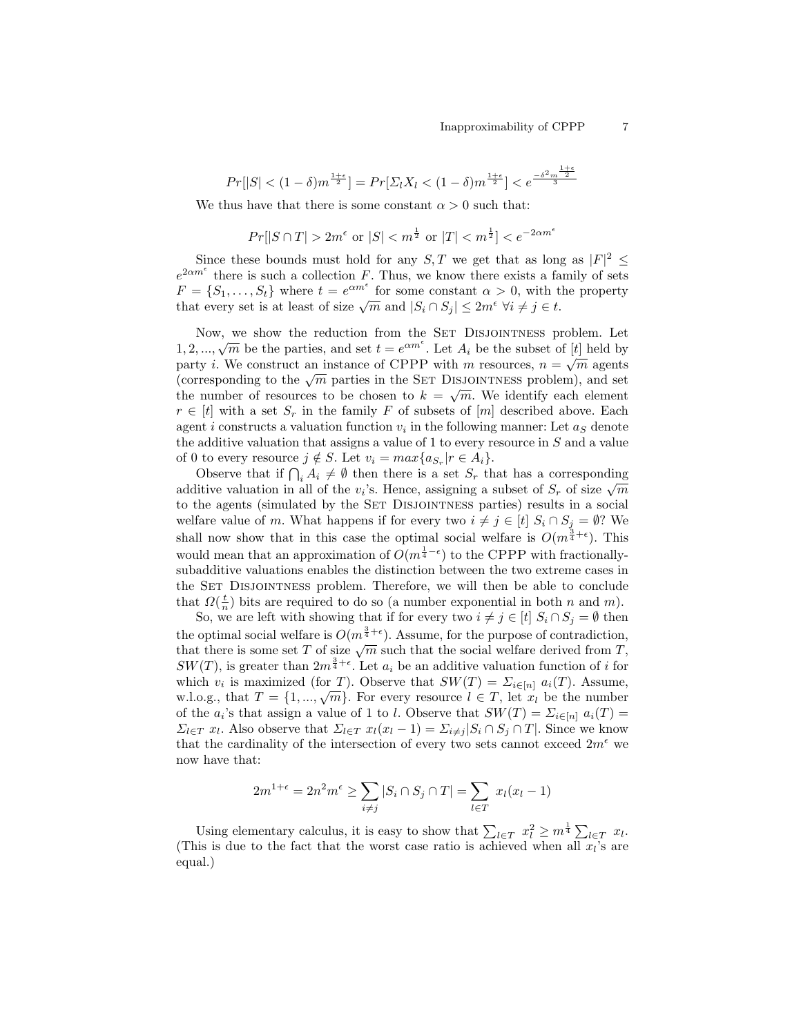$$Pr[|S| < (1-\delta)m^{\frac{1+\epsilon}{2}}] = Pr[\Sigma_l X_l < (1-\delta)m^{\frac{1+\epsilon}{2}}] < e^{\frac{-\delta^2 m^{\frac{1+\epsilon}{2}}}{3}}$$

We thus have that there is some constant $\alpha > 0$ such that:

$$Pr[|S \cap T| > 2m^{\epsilon} \text{ or } |S| < m^{\frac{1}{2}} \text{ or } |T| < m^{\frac{1}{2}}] < e^{-2\alpha m^{\epsilon}}$$

Since these bounds must hold for any $S, T$ we get that as long as $|F|^2 \leq e^{2\alpha m^{\epsilon}}$ there is such a collection $F$. Thus, we know there exists a family of sets $F = \{S_1, \ldots, S_t\}$ where $t = e^{\alpha m^{\epsilon}}$ for some constant $\alpha > 0$, with the property that every set is at least of size $\sqrt{m}$ and $|S_i \cap S_j| \leq 2m^{\epsilon}$ $\forall i \neq j \in t$.

Now, we show the reduction from the Set Disjointness problem. Let $1, 2, ..., \sqrt{m}$ be the parties, and set $t = e^{\alpha m^{\epsilon}}$. Let $A_i$ be the subset of $[t]$ held by party $i$. We construct an instance of CPPP with $m$ resources, $n = \sqrt{m}$ agents (corresponding to the $\sqrt{m}$ parties in the Set Disjointness problem), and set the number of resources to be chosen to $k = \sqrt{m}$. We identify each element $r \in [t]$ with a set $S_r$ in the family $F$ of subsets of $[m]$ described above. Each agent $i$ constructs a valuation function $v_i$ in the following manner: Let $a_S$ denote the additive valuation that assigns a value of 1 to every resource in $S$ and a value of 0 to every resource $j \notin S$. Let $v_i = max\{a_{S_r} | r \in A_i\}$.

Observe that if $\bigcap_i A_i \neq \emptyset$ then there is a set $S_r$ that has a corresponding additive valuation in all of the $v_i$'s. Hence, assigning a subset of $S_r$ of size $\sqrt{m}$ to the agents (simulated by the Set Disjointness parties) results in a social welfare value of $m$. What happens if for every two $i \neq j \in [t]$ $S_i \cap S_j = \emptyset$? We shall now show that in this case the optimal social welfare is $O(m^{\frac{3}{4}+\epsilon})$. This would mean that an approximation of $O(m^{\frac{1}{4}-\epsilon})$ to the CPPP with fractionally-subadditive valuations enables the distinction between the two extreme cases in the Set Disjointness problem. Therefore, we will then be able to conclude that $\Omega(\frac{t}{n})$ bits are required to do so (a number exponential in both $n$ and $m$).

So, we are left with showing that if for every two $i \neq j \in [t]$ $S_i \cap S_j = \emptyset$ then the optimal social welfare is $O(m^{\frac{3}{4}+\epsilon})$. Assume, for the purpose of contradiction, that there is some set $T$ of size $\sqrt{m}$ such that the social welfare derived from $T$, $SW(T)$, is greater than $2m^{\frac{3}{4}+\epsilon}$. Let $a_i$ be an additive valuation function of $i$ for which $v_i$ is maximized (for $T$). Observe that $SW(T) = \Sigma_{i \in [n]}\ a_i(T)$. Assume, w.l.o.g., that $T = \{1, ..., \sqrt{m}\}$. For every resource $l \in T$, let $x_l$ be the number of the $a_i$'s that assign a value of 1 to $l$. Observe that $SW(T) = \Sigma_{i \in [n]}\ a_i(T) = \Sigma_{l \in T}\ x_l$. Also observe that $\Sigma_{l \in T}\ x_l(x_l - 1) = \Sigma_{i \neq j} |S_i \cap S_j \cap T|$. Since we know that the cardinality of the intersection of every two sets cannot exceed $2m^{\epsilon}$ we now have that:

$$2m^{1+\epsilon} = 2n^2 m^{\epsilon} \geq \sum_{i \neq j} |S_i \cap S_j \cap T| = \sum_{l \in T}\ x_l(x_l - 1)$$

Using elementary calculus, it is easy to show that $\sum_{l \in T}\ x_l^2 \geq m^{\frac{1}{4}} \sum_{l \in T}\ x_l$. (This is due to the fact that the worst case ratio is achieved when all $x_l$'s are equal.)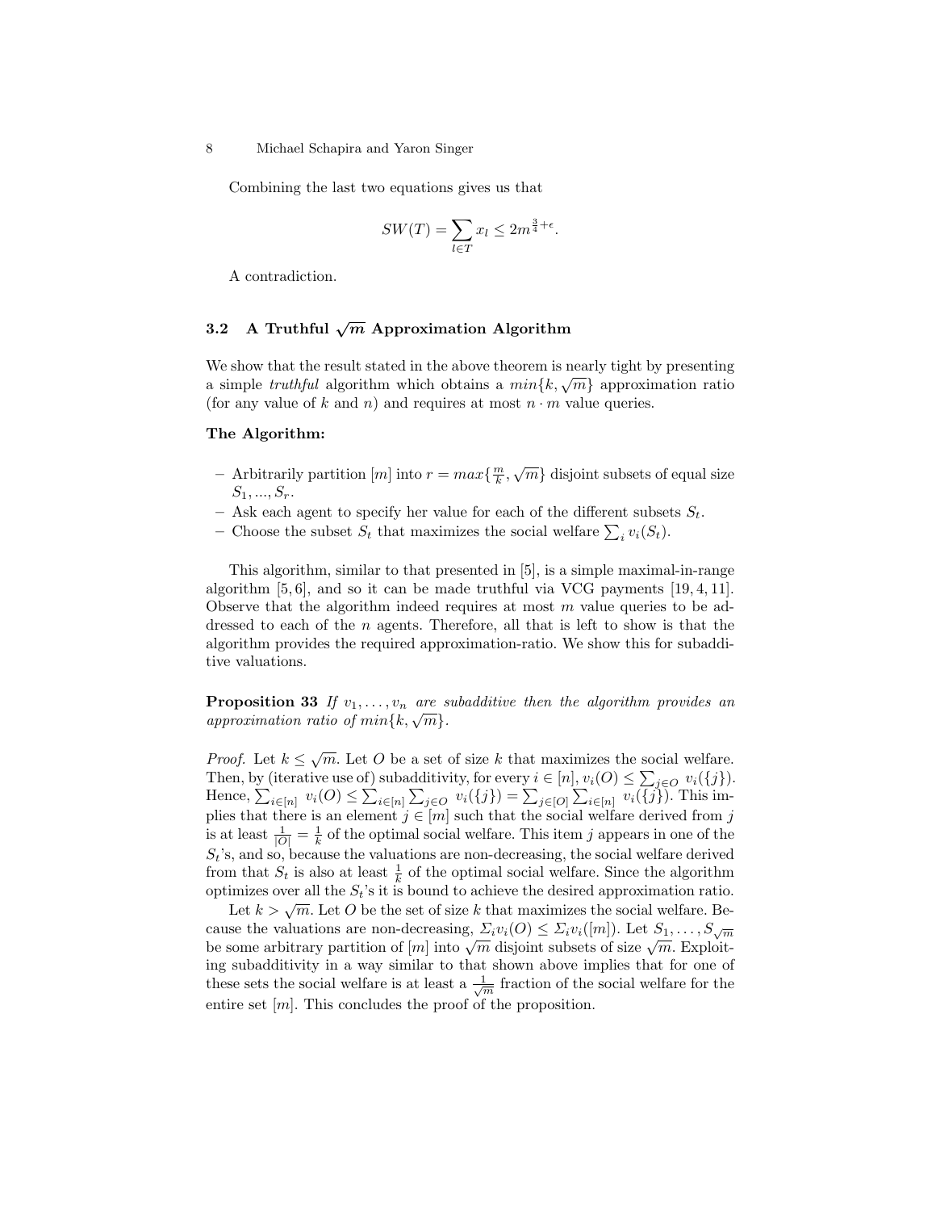Combining the last two equations gives us that

$$SW(T) = \sum_{l \in T} x_l \leq 2m^{\frac{3}{4}+\epsilon}.$$

A contradiction.

### 3.2 A Truthful $\sqrt{m}$ Approximation Algorithm

We show that the result stated in the above theorem is nearly tight by presenting a simple *truthful* algorithm which obtains a $min\{k, \sqrt{m}\}$ approximation ratio (for any value of $k$ and $n$) and requires at most $n \cdot m$ value queries.

**The Algorithm:**

- Arbitrarily partition $[m]$ into $r = max\{\frac{m}{k}, \sqrt{m}\}$ disjoint subsets of equal size $S_1, ..., S_r$.
- Ask each agent to specify her value for each of the different subsets $S_t$.
- Choose the subset $S_t$ that maximizes the social welfare $\sum_i v_i(S_t)$.

This algorithm, similar to that presented in [5], is a simple maximal-in-range algorithm [5, 6], and so it can be made truthful via VCG payments [19, 4, 11]. Observe that the algorithm indeed requires at most $m$ value queries to be addressed to each of the $n$ agents. Therefore, all that is left to show is that the algorithm provides the required approximation-ratio. We show this for subadditive valuations.

**Proposition 33** *If $v_1, \ldots, v_n$ are subadditive then the algorithm provides an approximation ratio of $min\{k, \sqrt{m}\}$.*

*Proof.* Let $k \leq \sqrt{m}$. Let $O$ be a set of size $k$ that maximizes the social welfare. Then, by (iterative use of) subadditivity, for every $i \in [n]$, $v_i(O) \leq \sum_{j \in O} v_i(\{j\})$. Hence, $\sum_{i \in [n]} v_i(O) \leq \sum_{i \in [n]} \sum_{j \in O} v_i(\{j\}) = \sum_{j \in [O]} \sum_{i \in [n]} v_i(\{j\})$. This implies that there is an element $j \in [m]$ such that the social welfare derived from $j$ is at least $\frac{1}{|O|} = \frac{1}{k}$ of the optimal social welfare. This item $j$ appears in one of the $S_t$'s, and so, because the valuations are non-decreasing, the social welfare derived from that $S_t$ is also at least $\frac{1}{k}$ of the optimal social welfare. Since the algorithm optimizes over all the $S_t$'s it is bound to achieve the desired approximation ratio.

Let $k > \sqrt{m}$. Let $O$ be the set of size $k$ that maximizes the social welfare. Because the valuations are non-decreasing, $\Sigma_i v_i(O) \leq \Sigma_i v_i([m])$. Let $S_1, \ldots, S_{\sqrt{m}}$ be some arbitrary partition of $[m]$ into $\sqrt{m}$ disjoint subsets of size $\sqrt{m}$. Exploiting subadditivity in a way similar to that shown above implies that for one of these sets the social welfare is at least a $\frac{1}{\sqrt{m}}$ fraction of the social welfare for the entire set $[m]$. This concludes the proof of the proposition.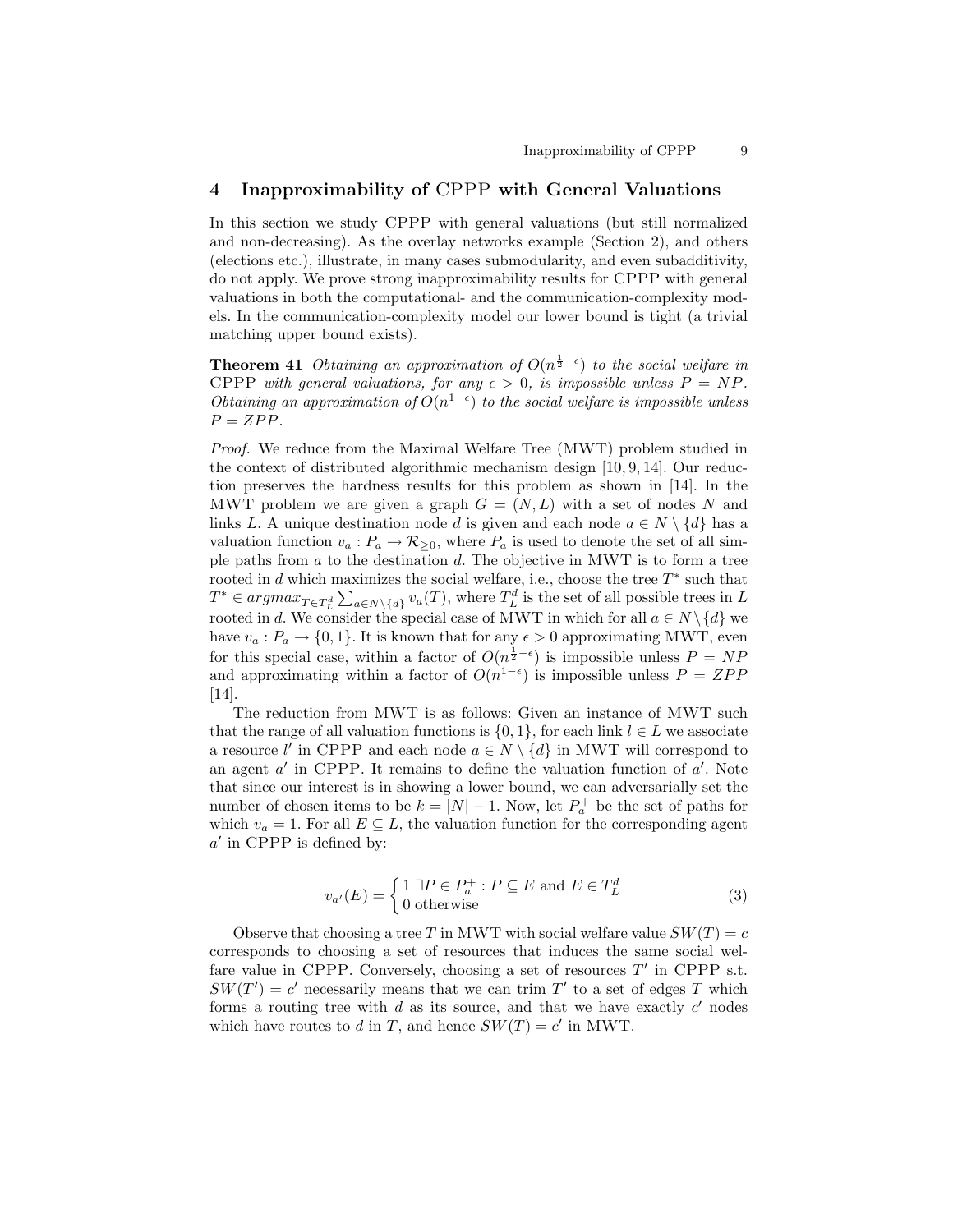## 4 Inapproximability of CPPP with General Valuations

In this section we study CPPP with general valuations (but still normalized and non-decreasing). As the overlay networks example (Section 2), and others (elections etc.), illustrate, in many cases submodularity, and even subadditivity, do not apply. We prove strong inapproximability results for CPPP with general valuations in both the computational- and the communication-complexity models. In the communication-complexity model our lower bound is tight (a trivial matching upper bound exists).

**Theorem 41** *Obtaining an approximation of $O(n^{\frac{1}{2}-\epsilon})$ to the social welfare in* CPPP *with general valuations, for any $\epsilon > 0$, is impossible unless $P = NP$. Obtaining an approximation of $O(n^{1-\epsilon})$ to the social welfare is impossible unless $P = ZPP$.*

*Proof.* We reduce from the Maximal Welfare Tree (MWT) problem studied in the context of distributed algorithmic mechanism design [10, 9, 14]. Our reduction preserves the hardness results for this problem as shown in [14]. In the MWT problem we are given a graph $G = (N, L)$ with a set of nodes $N$ and links $L$. A unique destination node $d$ is given and each node $a \in N \setminus \{d\}$ has a valuation function $v_a : P_a \rightarrow \mathcal{R}_{\geq 0}$, where $P_a$ is used to denote the set of all simple paths from $a$ to the destination $d$. The objective in MWT is to form a tree rooted in $d$ which maximizes the social welfare, i.e., choose the tree $T^*$ such that $T^* \in argmax_{T \in T^d_L} \sum_{a \in N \setminus \{d\}} v_a(T)$, where $T^d_L$ is the set of all possible trees in $L$ rooted in $d$. We consider the special case of MWT in which for all $a \in N \setminus \{d\}$ we have $v_a : P_a \rightarrow \{0, 1\}$. It is known that for any $\epsilon > 0$ approximating MWT, even for this special case, within a factor of $O(n^{\frac{1}{2}-\epsilon})$ is impossible unless $P = NP$ and approximating within a factor of $O(n^{1-\epsilon})$ is impossible unless $P = ZPP$ [14].

The reduction from MWT is as follows: Given an instance of MWT such that the range of all valuation functions is $\{0, 1\}$, for each link $l \in L$ we associate a resource $l'$ in CPPP and each node $a \in N \setminus \{d\}$ in MWT will correspond to an agent $a'$ in CPPP. It remains to define the valuation function of $a'$. Note that since our interest is in showing a lower bound, we can adversarially set the number of chosen items to be $k = |N| - 1$. Now, let $P^+_a$ be the set of paths for which $v_a = 1$. For all $E \subseteq L$, the valuation function for the corresponding agent $a'$ in CPPP is defined by:

$$v_{a'}(E) = \begin{cases} 1 \; \exists P \in P^+_a : P \subseteq E \text{ and } E \in T^d_L \\ 0 \text{ otherwise} \end{cases} \tag{3}$$

Observe that choosing a tree $T$ in MWT with social welfare value $SW(T) = c$ corresponds to choosing a set of resources that induces the same social welfare value in CPPP. Conversely, choosing a set of resources $T'$ in CPPP s.t. $SW(T') = c'$ necessarily means that we can trim $T'$ to a set of edges $T$ which forms a routing tree with $d$ as its source, and that we have exactly $c'$ nodes which have routes to $d$ in $T$, and hence $SW(T) = c'$ in MWT.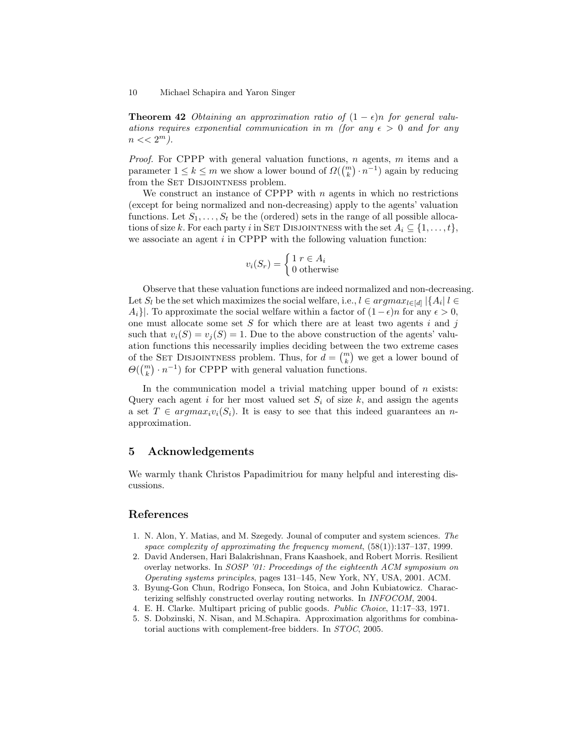**Theorem 42** *Obtaining an approximation ratio of $(1-\epsilon)n$ for general valuations requires exponential communication in $m$ (for any $\epsilon > 0$ and for any $n << 2^m$).*

*Proof.* For CPPP with general valuation functions, $n$ agents, $m$ items and a parameter $1 \leq k \leq m$ we show a lower bound of $\Omega(\binom{m}{k} \cdot n^{-1})$ again by reducing from the Set Disjointness problem.

We construct an instance of CPPP with $n$ agents in which no restrictions (except for being normalized and non-decreasing) apply to the agents' valuation functions. Let $S_1, \ldots, S_t$ be the (ordered) sets in the range of all possible allocations of size $k$. For each party $i$ in Set Disjointness with the set $A_i \subseteq \{1, \ldots, t\}$, we associate an agent $i$ in CPPP with the following valuation function:

$$v_i(S_r) = \begin{cases} 1 & r \in A_i \\ 0 & \text{otherwise} \end{cases}$$

Observe that these valuation functions are indeed normalized and non-decreasing. Let $S_l$ be the set which maximizes the social welfare, i.e., $l \in argmax_{l \in [d]} |\{A_i | \; l \in A_i\}|$. To approximate the social welfare within a factor of $(1-\epsilon)n$ for any $\epsilon > 0$, one must allocate some set $S$ for which there are at least two agents $i$ and $j$ such that $v_i(S) = v_j(S) = 1$. Due to the above construction of the agents' valuation functions this necessarily implies deciding between the two extreme cases of the Set Disjointness problem. Thus, for $d = \binom{m}{k}$ we get a lower bound of $\Theta(\binom{m}{k} \cdot n^{-1})$ for CPPP with general valuation functions.

In the communication model a trivial matching upper bound of $n$ exists: Query each agent $i$ for her most valued set $S_i$ of size $k$, and assign the agents a set $T \in argmax_i v_i(S_i)$. It is easy to see that this indeed guarantees an $n$-approximation.

## 5 Acknowledgements

We warmly thank Christos Papadimitriou for many helpful and interesting discussions.

## References

1. N. Alon, Y. Matias, and M. Szegedy. Jounal of computer and system sciences. *The space complexity of approximating the frequency moment*, (58(1)):137–137, 1999.
2. David Andersen, Hari Balakrishnan, Frans Kaashoek, and Robert Morris. Resilient overlay networks. In *SOSP '01: Proceedings of the eighteenth ACM symposium on Operating systems principles*, pages 131–145, New York, NY, USA, 2001. ACM.
3. Byung-Gon Chun, Rodrigo Fonseca, Ion Stoica, and John Kubiatowicz. Characterizing selfishly constructed overlay routing networks. In *INFOCOM*, 2004.
4. E. H. Clarke. Multipart pricing of public goods. *Public Choice*, 11:17–33, 1971.
5. S. Dobzinski, N. Nisan, and M.Schapira. Approximation algorithms for combinatorial auctions with complement-free bidders. In *STOC*, 2005.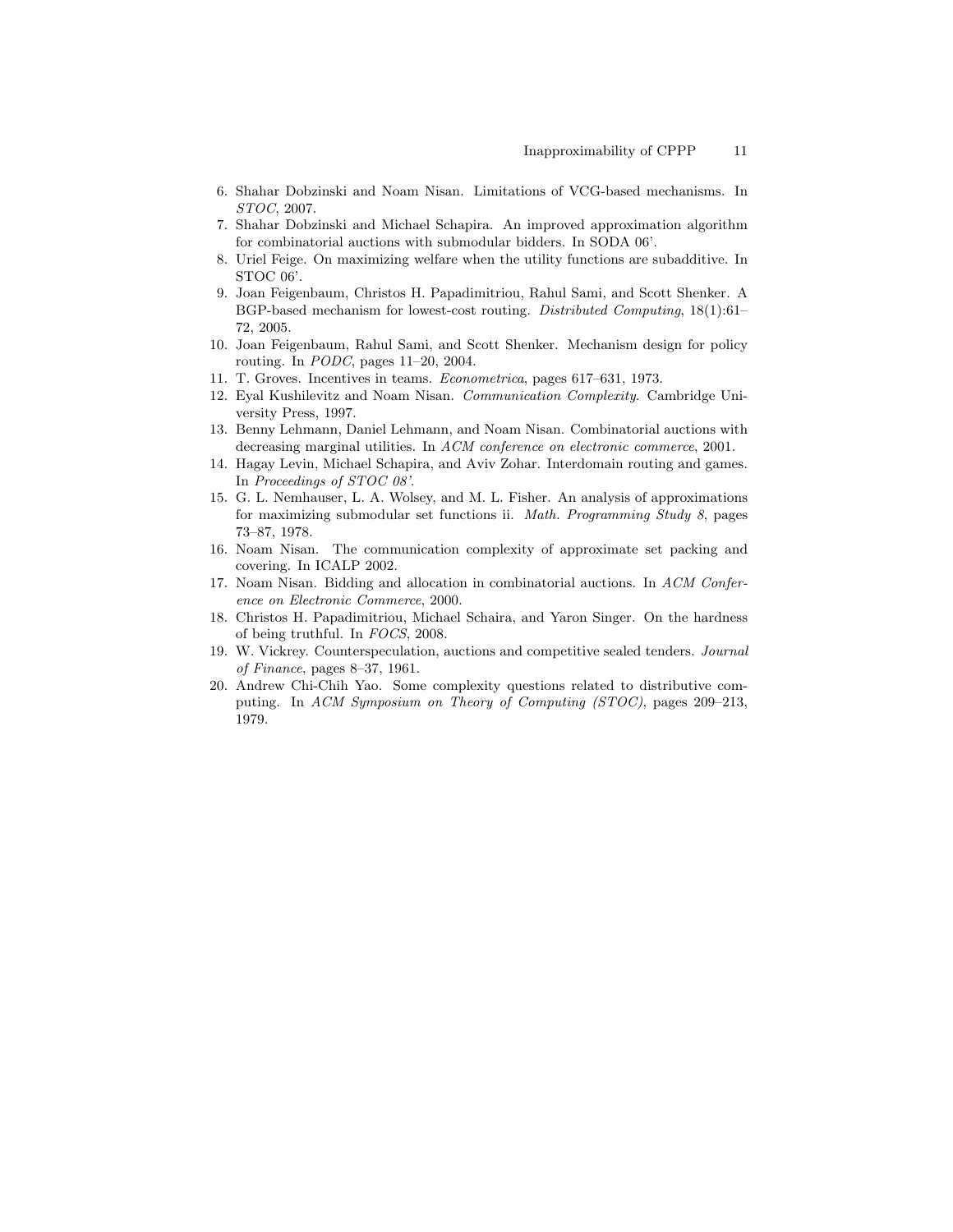6. Shahar Dobzinski and Noam Nisan. Limitations of VCG-based mechanisms. In *STOC*, 2007.
7. Shahar Dobzinski and Michael Schapira. An improved approximation algorithm for combinatorial auctions with submodular bidders. In SODA 06'.
8. Uriel Feige. On maximizing welfare when the utility functions are subadditive. In STOC 06'.
9. Joan Feigenbaum, Christos H. Papadimitriou, Rahul Sami, and Scott Shenker. A BGP-based mechanism for lowest-cost routing. *Distributed Computing*, 18(1):61–72, 2005.
10. Joan Feigenbaum, Rahul Sami, and Scott Shenker. Mechanism design for policy routing. In *PODC*, pages 11–20, 2004.
11. T. Groves. Incentives in teams. *Econometrica*, pages 617–631, 1973.
12. Eyal Kushilevitz and Noam Nisan. *Communication Complexity*. Cambridge University Press, 1997.
13. Benny Lehmann, Daniel Lehmann, and Noam Nisan. Combinatorial auctions with decreasing marginal utilities. In *ACM conference on electronic commerce*, 2001.
14. Hagay Levin, Michael Schapira, and Aviv Zohar. Interdomain routing and games. In *Proceedings of STOC 08'*.
15. G. L. Nemhauser, L. A. Wolsey, and M. L. Fisher. An analysis of approximations for maximizing submodular set functions ii. *Math. Programming Study 8*, pages 73–87, 1978.
16. Noam Nisan. The communication complexity of approximate set packing and covering. In ICALP 2002.
17. Noam Nisan. Bidding and allocation in combinatorial auctions. In *ACM Conference on Electronic Commerce*, 2000.
18. Christos H. Papadimitriou, Michael Schaira, and Yaron Singer. On the hardness of being truthful. In *FOCS*, 2008.
19. W. Vickrey. Counterspeculation, auctions and competitive sealed tenders. *Journal of Finance*, pages 8–37, 1961.
20. Andrew Chi-Chih Yao. Some complexity questions related to distributive computing. In *ACM Symposium on Theory of Computing (STOC)*, pages 209–213, 1979.